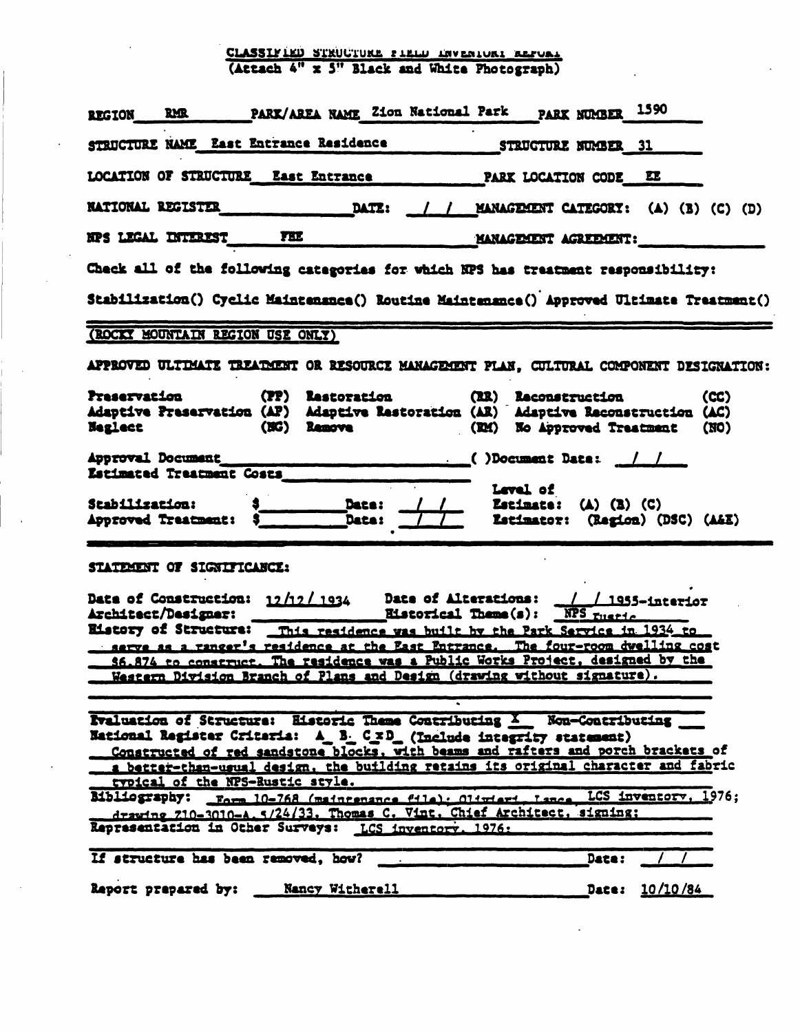# CLASSIFIED STRUCTURE FIELD INVENTORY REPORT
(Attach 4" x 5" Black and White Photograph)

REGION RMR PARK/AREA NAME Zion National Park PARK NUMBER 1590

STRUCTURE NAME East Entrance Residence STRUCTURE NUMBER 31

LOCATION OF STRUCTURE East Entrance PARK LOCATION CODE EE

NATIONAL REGISTER ______ DATE: / / MANAGEMENT CATEGORY: (A) (B) (C) (D)

NPS LEGAL INTEREST FEE MANAGEMENT AGREEMENT: ______

Check all of the following categories for which NPS has treatment responsibility:

Stabilization() Cyclic Maintenance() Routine Maintenance() Approved Ultimate Treatment()

---

(ROCKY MOUNTAIN REGION USE ONLY)

APPROVED ULTIMATE TREATMENT OR RESOURCE MANAGEMENT PLAN, CULTURAL COMPONENT DESIGNATION:

| | | | | | |
|---|---|---|---|---|---|
| Preservation | (PP) | Restoration | (RR) | Reconstruction | (CC) |
| Adaptive Preservation | (AP) | Adaptive Restoration | (AR) | Adaptive Reconstruction | (AC) |
| Neglect | (NG) | Remove | (RM) | No Approved Treatment | (NO) |

Approval Document ______ ( )Document Date: / /

Estimated Treatment Costs ______

Stabilization: $ ______ Date: / /

Approved Treatment: $ ______ Date: / /

Level of Estimate: (A) (B) (C)

Estimator: (Region) (DSC) (A&E)

---

STATEMENT OF SIGNIFICANCE:

Date of Construction: 12/12/1934 Date of Alterations: / / 1955-interior

Architect/Designer: ______ Historical Theme(s): NPS Rustic

History of Structure: This residence was built by the Park Service in 1934 to serve as a ranger's residence at the East Entrance. The four-room dwelling cost $6,874 to construct. The residence was a Public Works Project, designed by the Western Division Branch of Plans and Design (drawing without signature).

Evaluation of Structure: Historic Theme Contributing X Non-Contributing ___

National Register Criteria: A_ B_ C X D_ (Include integrity statement)

Constructed of red sandstone blocks, with beams and rafters and porch brackets of a better-than-usual design, the building retains its original character and fabric typical of the NPS-Rustic style.

Bibliography: Form 10-768 (maintenance file); Olivieri, Lance, LCS inventory, 1976; drawing 710-3010-A, 5/24/33, Thomas C. Vint, Chief Architect, signing;

Representation in Other Surveys: LCS inventory, 1976;

If structure has been removed, how? ______ Date: / /

Report prepared by: Nancy Witherell Date: 10/10/84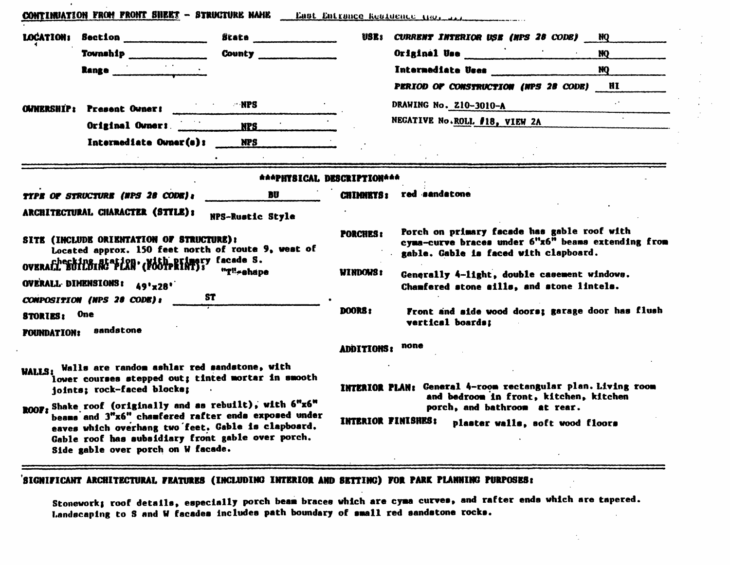**CONTINUATION FROM FRONT SHEET - STRUCTURE NAME** East Entrance Residence (No. ...)

**LOCATION:** Section ______ State ______ County ______ Township ______ Range ______

**USE:** *CURRENT INTERIOR USE (NPS 28 CODE)* NQ
Original Use NQ
Intermediate Uses NQ
*PERIOD OF CONSTRUCTION (NPS 28 CODE)* HI

**OWNERSHIP:** Present Owner: NPS
Original Owner: NPS
Intermediate Owner(s): NPS

DRAWING No. Z10-3010-A
NEGATIVE No. ROLL #18, VIEW 2A

## ***PHYSICAL DESCRIPTION***

*TYPE OF STRUCTURE (NPS 28 CODE):* BU

ARCHITECTURAL CHARACTER (STYLE): NPS-Rustic Style

SITE (INCLUDE ORIENTATION OF STRUCTURE):
Located approx. 150 feet north of route 9, west of checking station, with primary facade S.

OVERALL BUILDING PLAN (FOOTPRINT): "T"-shape

OVERALL DIMENSIONS: 49'x28'

*COMPOSITION (NPS 28 CODE):* ST

STORIES: One

FOUNDATION: sandstone

WALLS: Walls are random ashlar red sandstone, with lower courses stepped out; tinted mortar in smooth joints; rock-faced blocks;

ROOF: Shake roof (originally and as rebuilt), with 6"x6" beams and 3"x6" chamfered rafter ends exposed under eaves which overhang two feet. Gable is clapboard. Gable roof has subsidiary front gable over porch. Side gable over porch on W facade.

CHIMNEYS: red sandstone

PORCHES: Porch on primary facade has gable roof with cyma-curve braces under 6"x6" beams extending from gable. Gable is faced with clapboard.

WINDOWS: Generally 4-light, double casement windows. Chamfered stone sills, and stone lintels.

DOORS: Front and side wood doors; garage door has flush vertical boards;

ADDITIONS: none

INTERIOR PLAN: General 4-room rectangular plan. Living room and bedroom in front, kitchen, kitchen porch, and bathroom at rear.

INTERIOR FINISHES: plaster walls, soft wood floors

**SIGNIFICANT ARCHITECTURAL FEATURES (INCLUDING INTERIOR AND SETTING) FOR PARK PLANNING PURPOSES:**

Stonework; roof details, especially porch beam braces which are cyma curves, and rafter ends which are tapered. Landscaping to S and W facades includes path boundary of small red sandstone rocks.